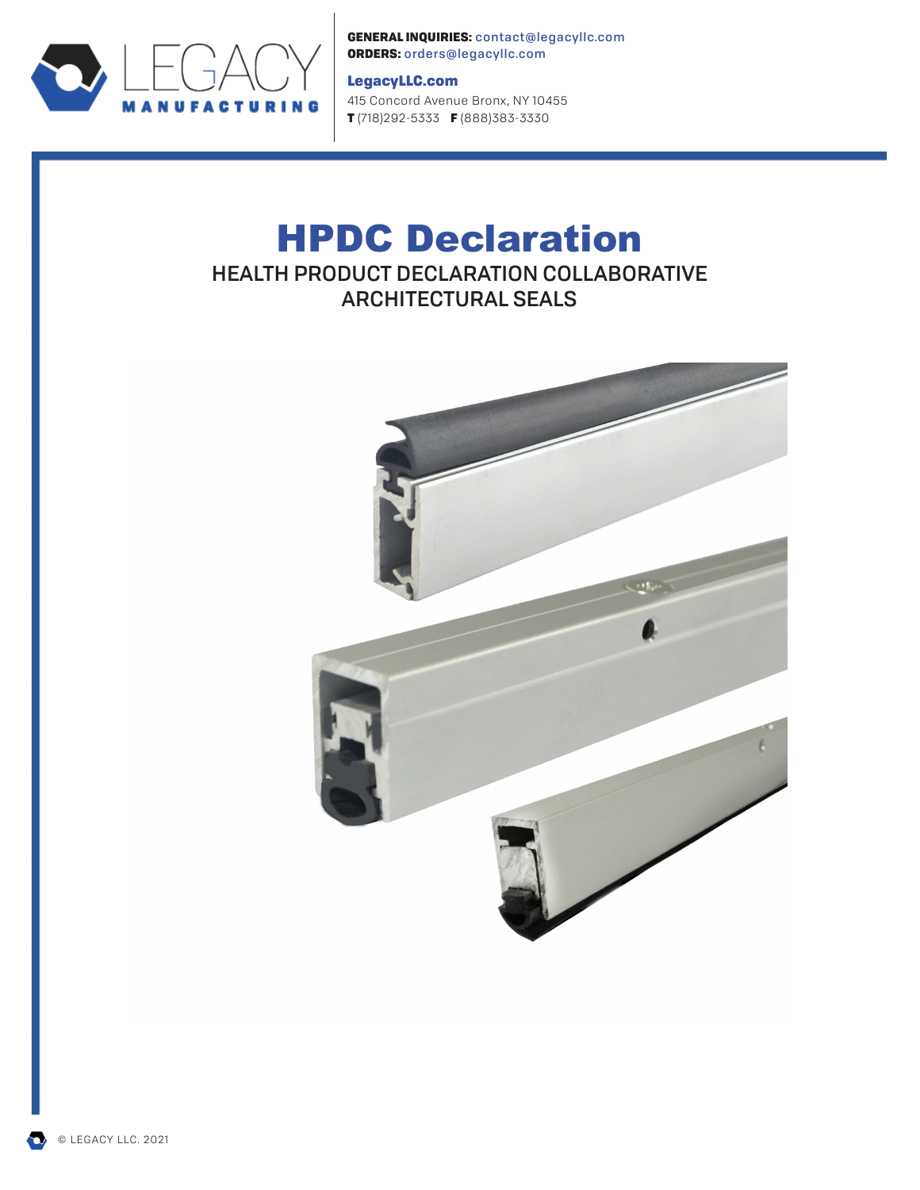LEGACY MANUFACTURING

**GENERAL INQUIRIES:** contact@legacyllc.com
**ORDERS:** orders@legacyllc.com

**LegacyLLC.com**
415 Concord Avenue Bronx, NY 10455
**T** (718)292-5333 **F** (888)383-3330

# HPDC Declaration

## HEALTH PRODUCT DECLARATION COLLABORATIVE ARCHITECTURAL SEALS

© LEGACY LLC. 2021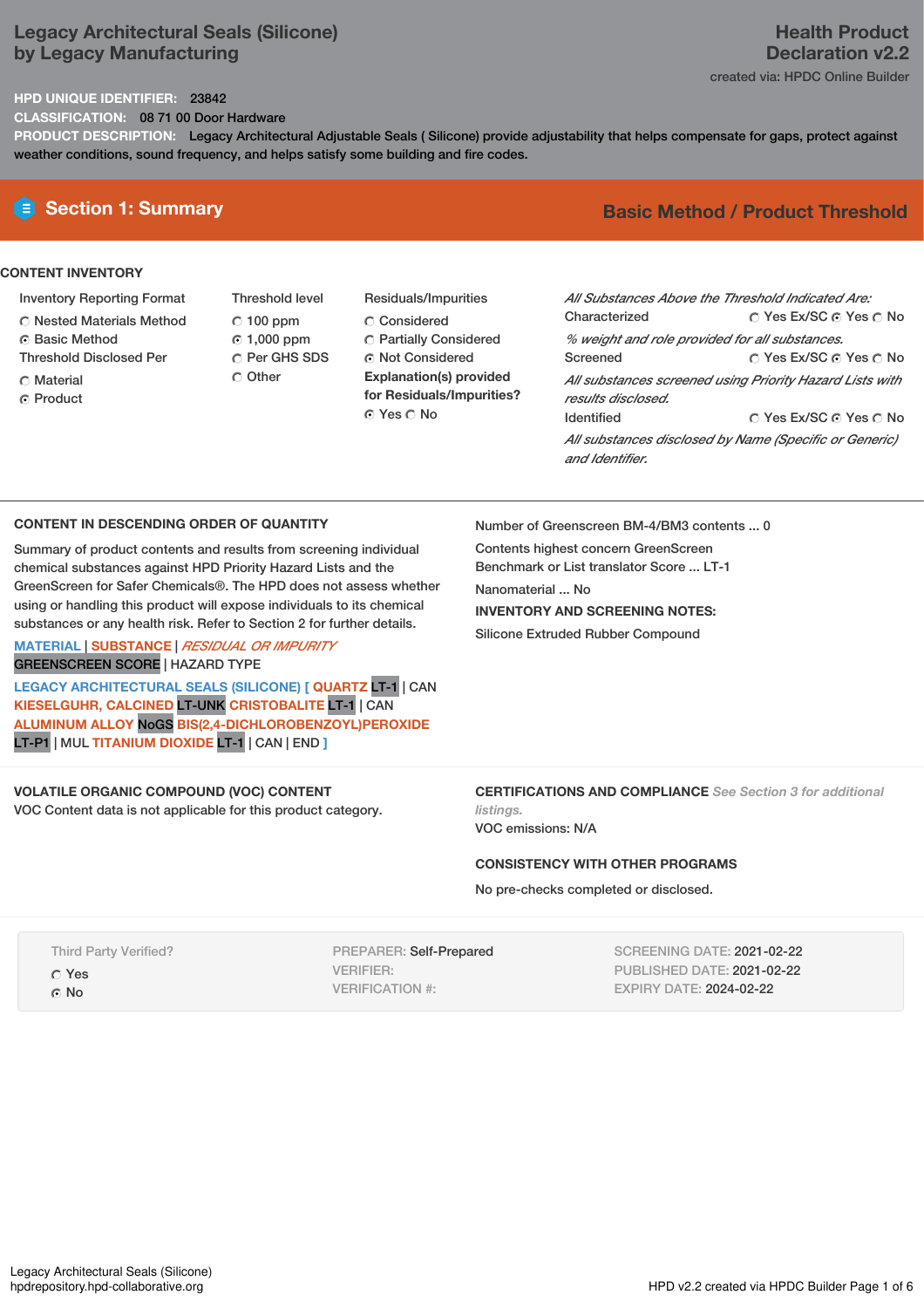# Legacy Architectural Seals (Silicone) by Legacy Manufacturing

**Health Product Declaration v2.2**

created via: HPDC Online Builder

**HPD UNIQUE IDENTIFIER:** 23842

**CLASSIFICATION:** 08 71 00 Door Hardware

**PRODUCT DESCRIPTION:** Legacy Architectural Adjustable Seals ( Silicone) provide adjustability that helps compensate for gaps, protect against weather conditions, sound frequency, and helps satisfy some building and fire codes.

## Section 1: Summary

**Basic Method / Product Threshold**

### CONTENT INVENTORY

**Inventory Reporting Format**
- ○ Nested Materials Method
- ● Basic Method

**Threshold Disclosed Per**
- ○ Material
- ● Product

**Threshold level**
- ○ 100 ppm
- ● 1,000 ppm
- ○ Per GHS SDS
- ○ Other

**Residuals/Impurities**
- ○ Considered
- ○ Partially Considered
- ● Not Considered

**Explanation(s) provided for Residuals/Impurities?**
● Yes ○ No

*All Substances Above the Threshold Indicated Are:*

| | |
|---|---|
| Characterized *% weight and role provided for all substances.* | ○ Yes Ex/SC ● Yes ○ No |
| Screened *All substances screened using Priority Hazard Lists with results disclosed.* | ○ Yes Ex/SC ● Yes ○ No |
| Identified *All substances disclosed by Name (Specific or Generic) and Identifier.* | ○ Yes Ex/SC ● Yes ○ No |

### CONTENT IN DESCENDING ORDER OF QUANTITY

Summary of product contents and results from screening individual chemical substances against HPD Priority Hazard Lists and the GreenScreen for Safer Chemicals®. The HPD does not assess whether using or handling this product will expose individuals to its chemical substances or any health risk. Refer to Section 2 for further details.

MATERIAL | SUBSTANCE | *RESIDUAL OR IMPURITY*
GREENSCREEN SCORE | HAZARD TYPE

LEGACY ARCHITECTURAL SEALS (SILICONE) [ QUARTZ LT-1 | CAN KIESELGUHR, CALCINED LT-UNK CRISTOBALITE LT-1 | CAN ALUMINUM ALLOY NoGS BIS(2,4-DICHLOROBENZOYL)PEROXIDE LT-P1 | MUL TITANIUM DIOXIDE LT-1 | CAN | END ]

Number of Greenscreen BM-4/BM3 contents ... 0

Contents highest concern GreenScreen Benchmark or List translator Score ... LT-1

Nanomaterial ... No

**INVENTORY AND SCREENING NOTES:**

Silicone Extruded Rubber Compound

### VOLATILE ORGANIC COMPOUND (VOC) CONTENT

VOC Content data is not applicable for this product category.

### CERTIFICATIONS AND COMPLIANCE *See Section 3 for additional listings.*

VOC emissions: N/A

### CONSISTENCY WITH OTHER PROGRAMS

No pre-checks completed or disclosed.

Third Party Verified?
- ○ Yes
- ● No

PREPARER: Self-Prepared
VERIFIER:
VERIFICATION #:

SCREENING DATE: 2021-02-22
PUBLISHED DATE: 2021-02-22
EXPIRY DATE: 2024-02-22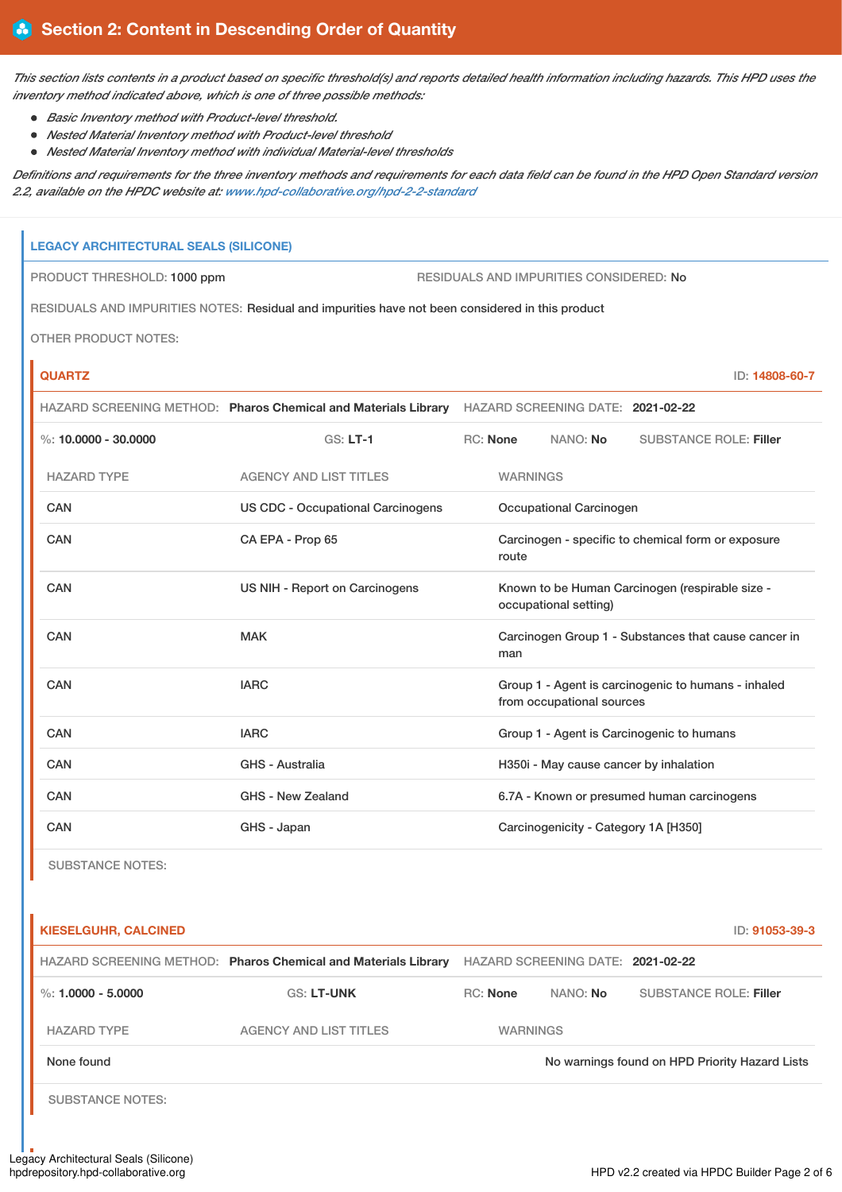## Section 2: Content in Descending Order of Quantity

*This section lists contents in a product based on specific threshold(s) and reports detailed health information including hazards. This HPD uses the inventory method indicated above, which is one of three possible methods:*

- *Basic Inventory method with Product-level threshold.*
- *Nested Material Inventory method with Product-level threshold*
- *Nested Material Inventory method with individual Material-level thresholds*

*Definitions and requirements for the three inventory methods and requirements for each data field can be found in the HPD Open Standard version 2.2, available on the HPDC website at: www.hpd-collaborative.org/hpd-2-2-standard*

### LEGACY ARCHITECTURAL SEALS (SILICONE)

PRODUCT THRESHOLD: 1000 ppm

RESIDUALS AND IMPURITIES CONSIDERED: No

RESIDUALS AND IMPURITIES NOTES: Residual and impurities have not been considered in this product

OTHER PRODUCT NOTES:

#### QUARTZ

ID: 14808-60-7

HAZARD SCREENING METHOD: **Pharos Chemical and Materials Library** HAZARD SCREENING DATE: **2021-02-22**

%: **10.0000 - 30.0000** GS: **LT-1** RC: **None** NANO: **No** SUBSTANCE ROLE: **Filler**

| HAZARD TYPE | AGENCY AND LIST TITLES | WARNINGS |
|---|---|---|
| CAN | US CDC - Occupational Carcinogens | Occupational Carcinogen |
| CAN | CA EPA - Prop 65 | Carcinogen - specific to chemical form or exposure route |
| CAN | US NIH - Report on Carcinogens | Known to be Human Carcinogen (respirable size - occupational setting) |
| CAN | MAK | Carcinogen Group 1 - Substances that cause cancer in man |
| CAN | IARC | Group 1 - Agent is carcinogenic to humans - inhaled from occupational sources |
| CAN | IARC | Group 1 - Agent is Carcinogenic to humans |
| CAN | GHS - Australia | H350i - May cause cancer by inhalation |
| CAN | GHS - New Zealand | 6.7A - Known or presumed human carcinogens |
| CAN | GHS - Japan | Carcinogenicity - Category 1A [H350] |

SUBSTANCE NOTES:

#### KIESELGUHR, CALCINED

ID: 91053-39-3

HAZARD SCREENING METHOD: **Pharos Chemical and Materials Library** HAZARD SCREENING DATE: **2021-02-22**

%: **1.0000 - 5.0000** GS: **LT-UNK** RC: **None** NANO: **No** SUBSTANCE ROLE: **Filler**

| HAZARD TYPE | AGENCY AND LIST TITLES | WARNINGS |
|---|---|---|
| None found | | No warnings found on HPD Priority Hazard Lists |

SUBSTANCE NOTES: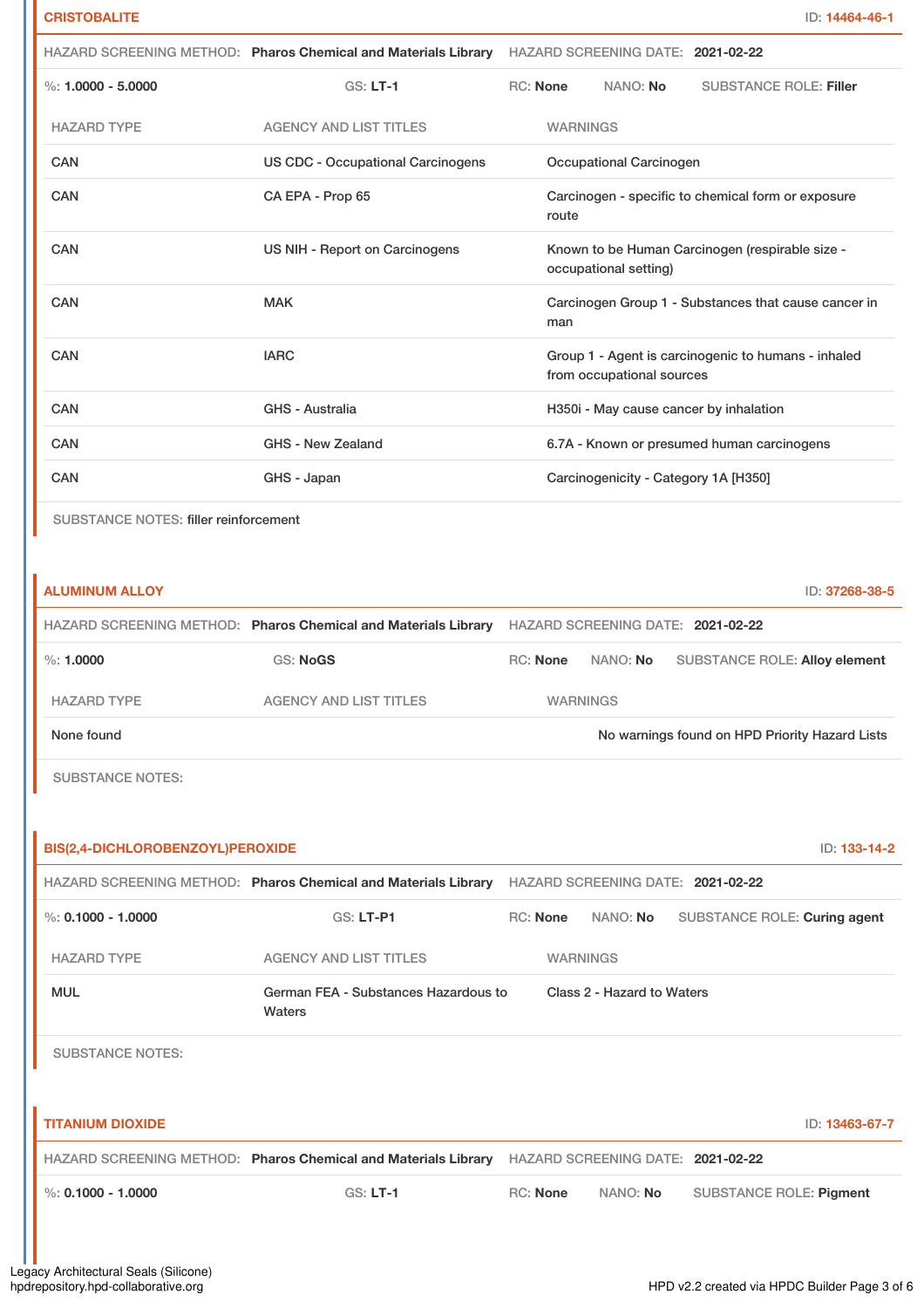## CRISTOBALITE

ID: 14464-46-1

HAZARD SCREENING METHOD: **Pharos Chemical and Materials Library** HAZARD SCREENING DATE: **2021-02-22**

%: **1.0000 - 5.0000** GS: **LT-1** RC: **None** NANO: **No** SUBSTANCE ROLE: **Filler**

| HAZARD TYPE | AGENCY AND LIST TITLES | WARNINGS |
|---|---|---|
| CAN | US CDC - Occupational Carcinogens | Occupational Carcinogen |
| CAN | CA EPA - Prop 65 | Carcinogen - specific to chemical form or exposure route |
| CAN | US NIH - Report on Carcinogens | Known to be Human Carcinogen (respirable size - occupational setting) |
| CAN | MAK | Carcinogen Group 1 - Substances that cause cancer in man |
| CAN | IARC | Group 1 - Agent is carcinogenic to humans - inhaled from occupational sources |
| CAN | GHS - Australia | H350i - May cause cancer by inhalation |
| CAN | GHS - New Zealand | 6.7A - Known or presumed human carcinogens |
| CAN | GHS - Japan | Carcinogenicity - Category 1A [H350] |

SUBSTANCE NOTES: filler reinforcement

## ALUMINUM ALLOY

ID: 37268-38-5

HAZARD SCREENING METHOD: **Pharos Chemical and Materials Library** HAZARD SCREENING DATE: **2021-02-22**

%: **1.0000** GS: **NoGS** RC: **None** NANO: **No** SUBSTANCE ROLE: **Alloy element**

| HAZARD TYPE | AGENCY AND LIST TITLES | WARNINGS |
|---|---|---|
| None found | | No warnings found on HPD Priority Hazard Lists |

SUBSTANCE NOTES:

## BIS(2,4-DICHLOROBENZOYL)PEROXIDE

ID: 133-14-2

HAZARD SCREENING METHOD: **Pharos Chemical and Materials Library** HAZARD SCREENING DATE: **2021-02-22**

%: **0.1000 - 1.0000** GS: **LT-P1** RC: **None** NANO: **No** SUBSTANCE ROLE: **Curing agent**

| HAZARD TYPE | AGENCY AND LIST TITLES | WARNINGS |
|---|---|---|
| MUL | German FEA - Substances Hazardous to Waters | Class 2 - Hazard to Waters |

SUBSTANCE NOTES:

## TITANIUM DIOXIDE

ID: 13463-67-7

HAZARD SCREENING METHOD: **Pharos Chemical and Materials Library** HAZARD SCREENING DATE: **2021-02-22**

%: **0.1000 - 1.0000** GS: **LT-1** RC: **None** NANO: **No** SUBSTANCE ROLE: **Pigment**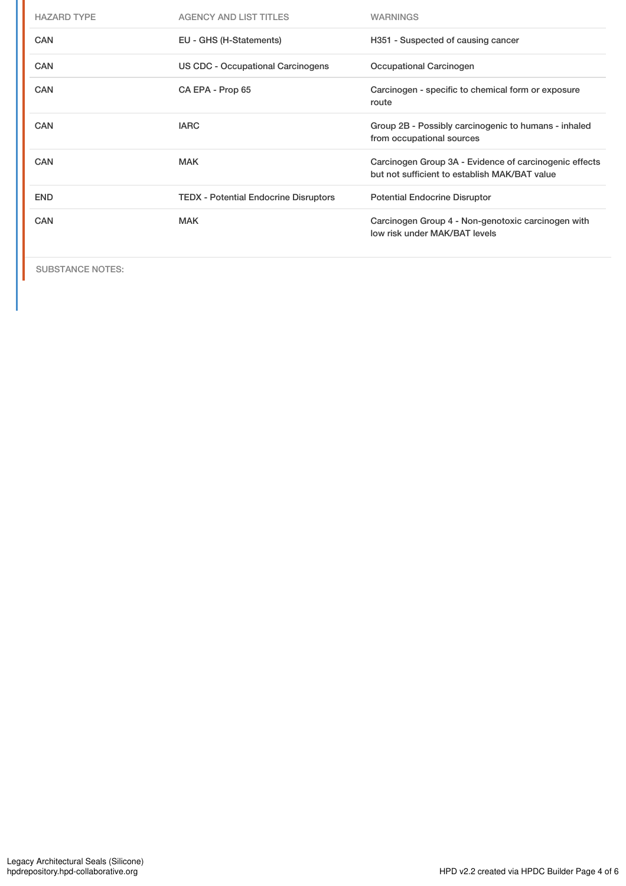| HAZARD TYPE | AGENCY AND LIST TITLES | WARNINGS |
|---|---|---|
| CAN | EU - GHS (H-Statements) | H351 - Suspected of causing cancer |
| CAN | US CDC - Occupational Carcinogens | Occupational Carcinogen |
| CAN | CA EPA - Prop 65 | Carcinogen - specific to chemical form or exposure route |
| CAN | IARC | Group 2B - Possibly carcinogenic to humans - inhaled from occupational sources |
| CAN | MAK | Carcinogen Group 3A - Evidence of carcinogenic effects but not sufficient to establish MAK/BAT value |
| END | TEDX - Potential Endocrine Disruptors | Potential Endocrine Disruptor |
| CAN | MAK | Carcinogen Group 4 - Non-genotoxic carcinogen with low risk under MAK/BAT levels |

SUBSTANCE NOTES: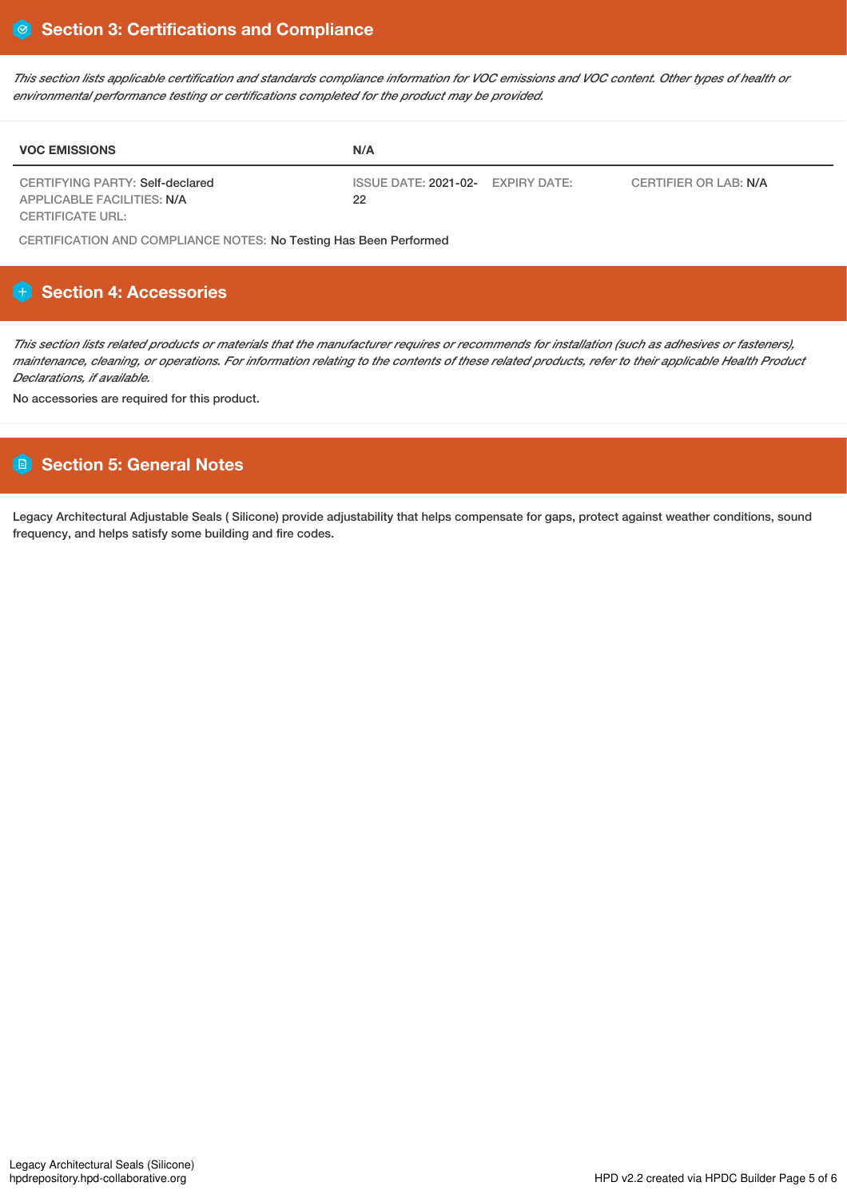## Section 3: Certifications and Compliance

*This section lists applicable certification and standards compliance information for VOC emissions and VOC content. Other types of health or environmental performance testing or certifications completed for the product may be provided.*

| VOC EMISSIONS | N/A | | |
|---|---|---|---|
| CERTIFYING PARTY: Self-declared<br>APPLICABLE FACILITIES: N/A<br>CERTIFICATE URL: | ISSUE DATE: 2021-02-22 | EXPIRY DATE: | CERTIFIER OR LAB: N/A |

CERTIFICATION AND COMPLIANCE NOTES: No Testing Has Been Performed

## Section 4: Accessories

*This section lists related products or materials that the manufacturer requires or recommends for installation (such as adhesives or fasteners), maintenance, cleaning, or operations. For information relating to the contents of these related products, refer to their applicable Health Product Declarations, if available.*

No accessories are required for this product.

## Section 5: General Notes

Legacy Architectural Adjustable Seals ( Silicone) provide adjustability that helps compensate for gaps, protect against weather conditions, sound frequency, and helps satisfy some building and fire codes.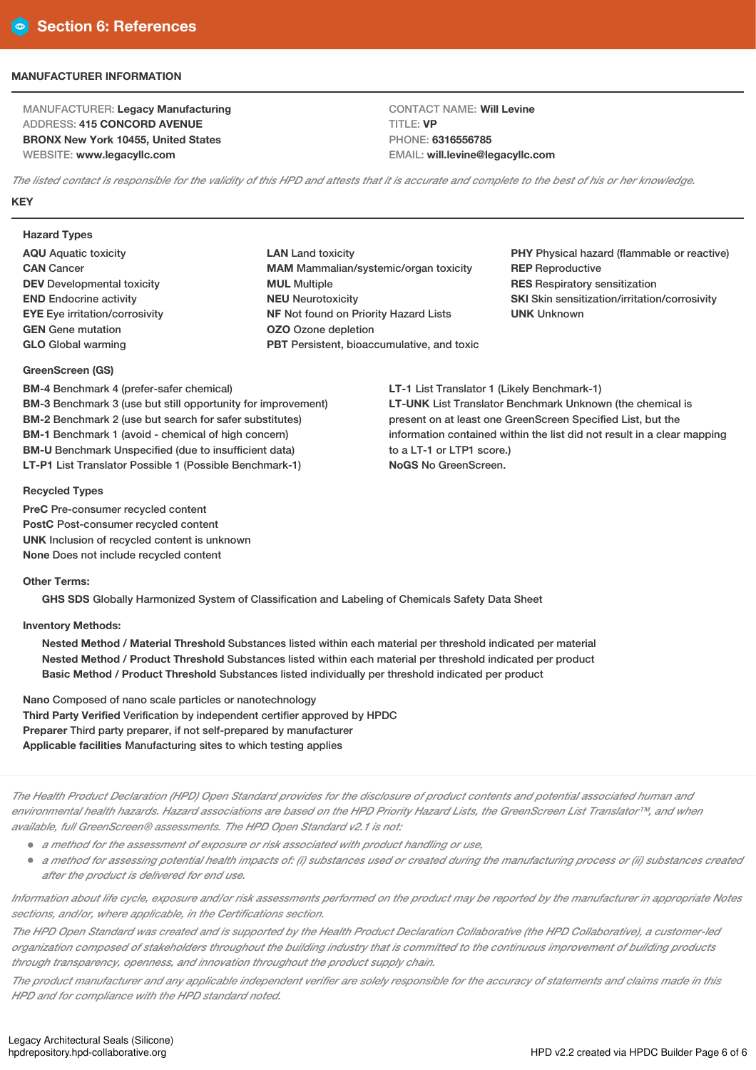## Section 6: References

### MANUFACTURER INFORMATION

MANUFACTURER: **Legacy Manufacturing**
ADDRESS: **415 CONCORD AVENUE**
**BRONX New York 10455, United States**
WEBSITE: **www.legacyllc.com**

CONTACT NAME: **Will Levine**
TITLE: **VP**
PHONE: **6316556785**
EMAIL: **will.levine@legacyllc.com**

*The listed contact is responsible for the validity of this HPD and attests that it is accurate and complete to the best of his or her knowledge.*

### KEY

**Hazard Types**

**AQU** Aquatic toxicity
**CAN** Cancer
**DEV** Developmental toxicity
**END** Endocrine activity
**EYE** Eye irritation/corrosivity
**GEN** Gene mutation
**GLO** Global warming
**LAN** Land toxicity
**MAM** Mammalian/systemic/organ toxicity
**MUL** Multiple
**NEU** Neurotoxicity
**NF** Not found on Priority Hazard Lists
**OZO** Ozone depletion
**PBT** Persistent, bioaccumulative, and toxic
**PHY** Physical hazard (flammable or reactive)
**REP** Reproductive
**RES** Respiratory sensitization
**SKI** Skin sensitization/irritation/corrosivity
**UNK** Unknown

**GreenScreen (GS)**

**BM-4** Benchmark 4 (prefer-safer chemical)
**BM-3** Benchmark 3 (use but still opportunity for improvement)
**BM-2** Benchmark 2 (use but search for safer substitutes)
**BM-1** Benchmark 1 (avoid - chemical of high concern)
**BM-U** Benchmark Unspecified (due to insufficient data)
**LT-P1** List Translator Possible 1 (Possible Benchmark-1)
**LT-1** List Translator 1 (Likely Benchmark-1)
**LT-UNK** List Translator Benchmark Unknown (the chemical is present on at least one GreenScreen Specified List, but the information contained within the list did not result in a clear mapping to a LT-1 or LTP1 score.)
**NoGS** No GreenScreen.

**Recycled Types**

**PreC** Pre-consumer recycled content
**PostC** Post-consumer recycled content
**UNK** Inclusion of recycled content is unknown
**None** Does not include recycled content

**Other Terms:**

**GHS SDS** Globally Harmonized System of Classification and Labeling of Chemicals Safety Data Sheet

**Inventory Methods:**

**Nested Method / Material Threshold** Substances listed within each material per threshold indicated per material
**Nested Method / Product Threshold** Substances listed within each material per threshold indicated per product
**Basic Method / Product Threshold** Substances listed individually per threshold indicated per product

**Nano** Composed of nano scale particles or nanotechnology
**Third Party Verified** Verification by independent certifier approved by HPDC
**Preparer** Third party preparer, if not self-prepared by manufacturer
**Applicable facilities** Manufacturing sites to which testing applies

*The Health Product Declaration (HPD) Open Standard provides for the disclosure of product contents and potential associated human and environmental health hazards. Hazard associations are based on the HPD Priority Hazard Lists, the GreenScreen List Translator™, and when available, full GreenScreen® assessments. The HPD Open Standard v2.1 is not:*

- *a method for the assessment of exposure or risk associated with product handling or use,*
- *a method for assessing potential health impacts of: (i) substances used or created during the manufacturing process or (ii) substances created after the product is delivered for end use.*

*Information about life cycle, exposure and/or risk assessments performed on the product may be reported by the manufacturer in appropriate Notes sections, and/or, where applicable, in the Certifications section.*

*The HPD Open Standard was created and is supported by the Health Product Declaration Collaborative (the HPD Collaborative), a customer-led organization composed of stakeholders throughout the building industry that is committed to the continuous improvement of building products through transparency, openness, and innovation throughout the product supply chain.*

*The product manufacturer and any applicable independent verifier are solely responsible for the accuracy of statements and claims made in this HPD and for compliance with the HPD standard noted.*